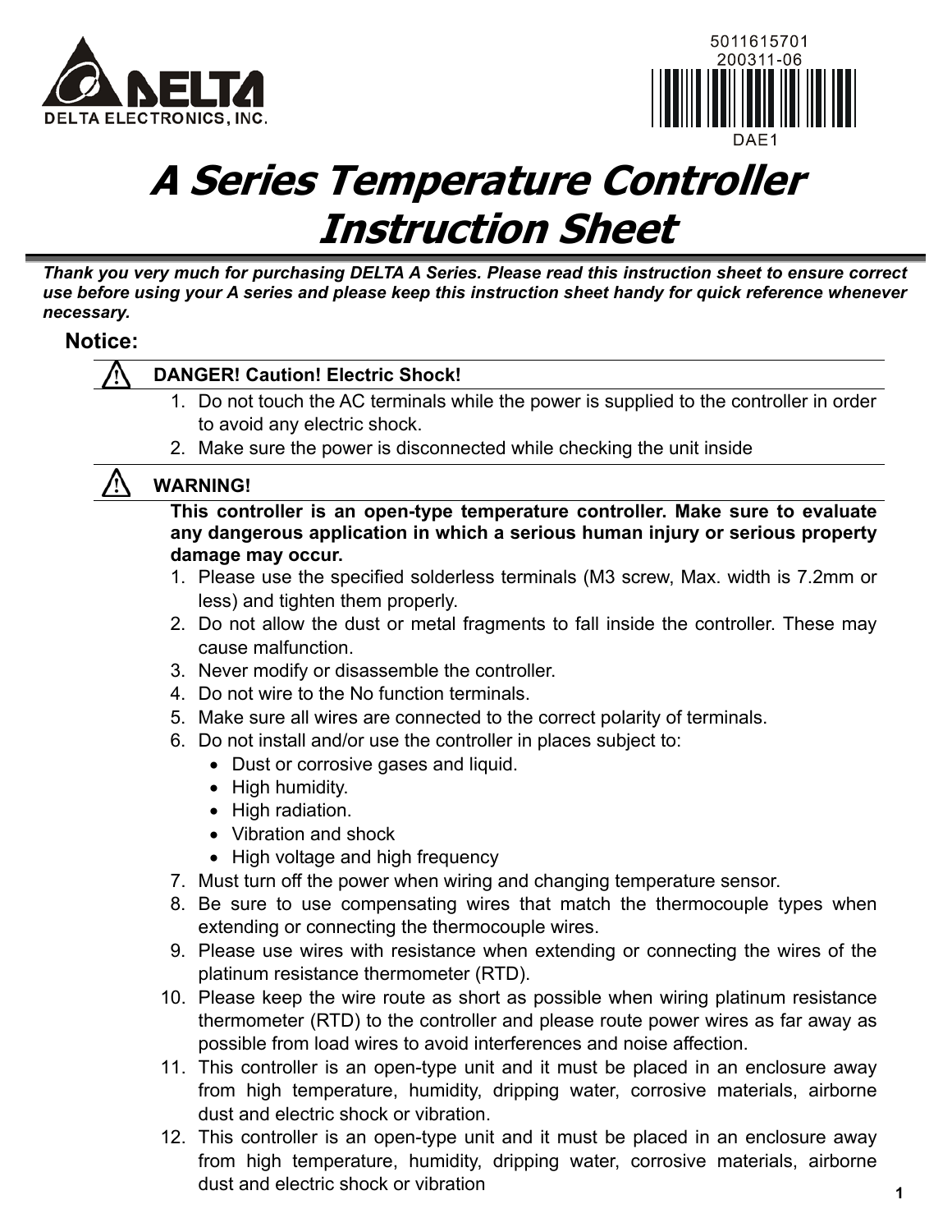DELTA ELECTRONICS, INC.

5011615701
200311-06

DAE1

# A Series Temperature Controller Instruction Sheet

***Thank you very much for purchasing DELTA A Series. Please read this instruction sheet to ensure correct use before using your A series and please keep this instruction sheet handy for quick reference whenever necessary.***

## Notice:

**⚠ DANGER! Caution! Electric Shock!**

1. Do not touch the AC terminals while the power is supplied to the controller in order to avoid any electric shock.
2. Make sure the power is disconnected while checking the unit inside

**⚠ WARNING!**

**This controller is an open-type temperature controller. Make sure to evaluate any dangerous application in which a serious human injury or serious property damage may occur.**

1. Please use the specified solderless terminals (M3 screw, Max. width is 7.2mm or less) and tighten them properly.
2. Do not allow the dust or metal fragments to fall inside the controller. These may cause malfunction.
3. Never modify or disassemble the controller.
4. Do not wire to the No function terminals.
5. Make sure all wires are connected to the correct polarity of terminals.
6. Do not install and/or use the controller in places subject to:
   - Dust or corrosive gases and liquid.
   - High humidity.
   - High radiation.
   - Vibration and shock
   - High voltage and high frequency
7. Must turn off the power when wiring and changing temperature sensor.
8. Be sure to use compensating wires that match the thermocouple types when extending or connecting the thermocouple wires.
9. Please use wires with resistance when extending or connecting the wires of the platinum resistance thermometer (RTD).
10. Please keep the wire route as short as possible when wiring platinum resistance thermometer (RTD) to the controller and please route power wires as far away as possible from load wires to avoid interferences and noise affection.
11. This controller is an open-type unit and it must be placed in an enclosure away from high temperature, humidity, dripping water, corrosive materials, airborne dust and electric shock or vibration.
12. This controller is an open-type unit and it must be placed in an enclosure away from high temperature, humidity, dripping water, corrosive materials, airborne dust and electric shock or vibration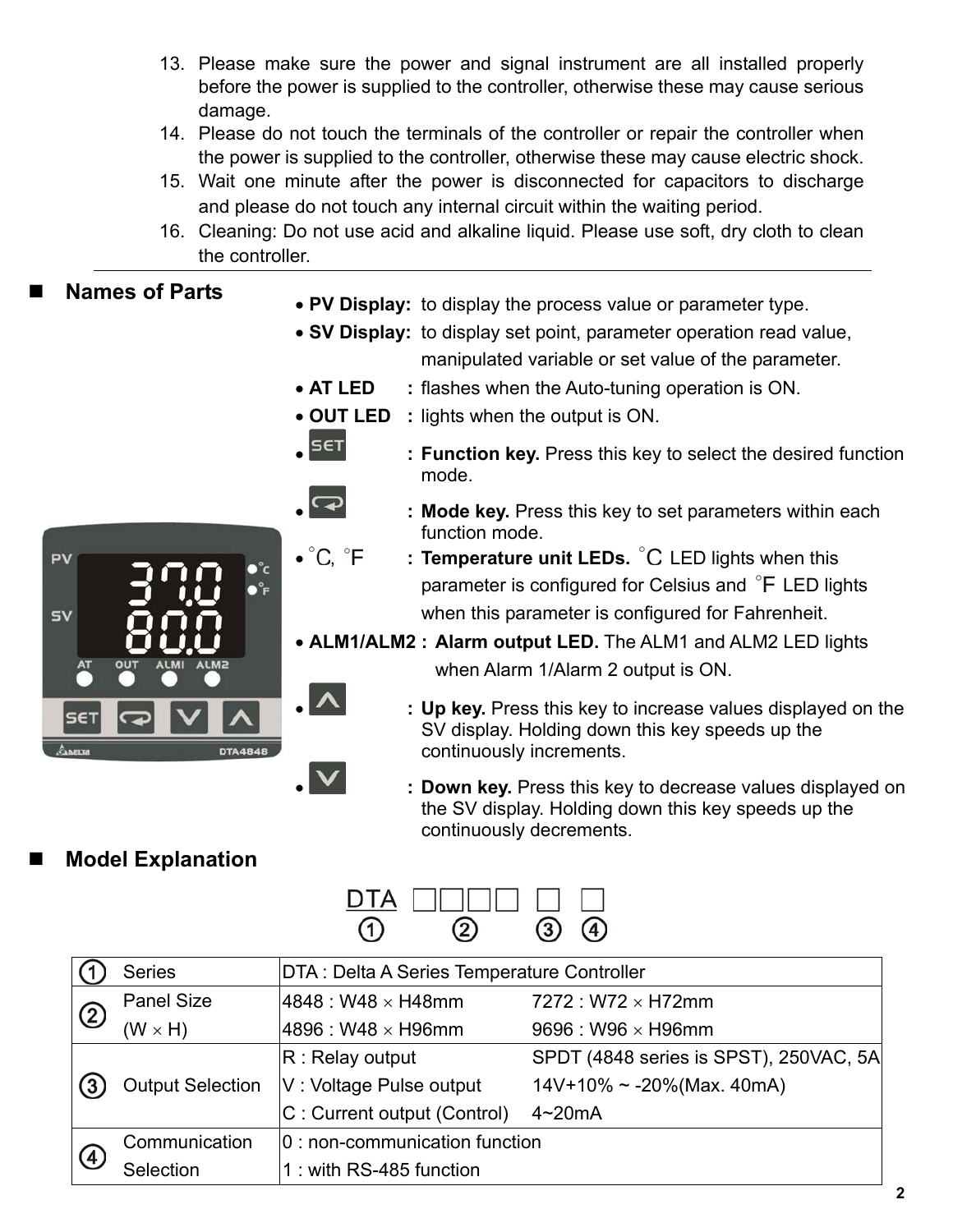13. Please make sure the power and signal instrument are all installed properly before the power is supplied to the controller, otherwise these may cause serious damage.
14. Please do not touch the terminals of the controller or repair the controller when the power is supplied to the controller, otherwise these may cause electric shock.
15. Wait one minute after the power is disconnected for capacitors to discharge and please do not touch any internal circuit within the waiting period.
16. Cleaning: Do not use acid and alkaline liquid. Please use soft, dry cloth to clean the controller.

## Names of Parts

- **PV Display:** to display the process value or parameter type.
- **SV Display:** to display set point, parameter operation read value, manipulated variable or set value of the parameter.
- **AT LED** : flashes when the Auto-tuning operation is ON.
- **OUT LED** : lights when the output is ON.
- SET : **Function key.** Press this key to select the desired function mode.
- ↻ : **Mode key.** Press this key to set parameters within each function mode.
- °C, °F : **Temperature unit LEDs.** °C LED lights when this parameter is configured for Celsius and °F LED lights when this parameter is configured for Fahrenheit.
- **ALM1/ALM2 :** **Alarm output LED.** The ALM1 and ALM2 LED lights when Alarm 1/Alarm 2 output is ON.
- ∧ : **Up key.** Press this key to increase values displayed on the SV display. Holding down this key speeds up the continuously increments.
- ∨ : **Down key.** Press this key to decrease values displayed on the SV display. Holding down this key speeds up the continuously decrements.

## Model Explanation

DTA □□□□ □ □
① ② ③ ④

| | | | |
|---|---|---|---|
| ① | Series | DTA : Delta A Series Temperature Controller | |
| ② | Panel Size (W × H) | 4848 : W48 × H48mm<br>4896 : W48 × H96mm | 7272 : W72 × H72mm<br>9696 : W96 × H96mm |
| ③ | Output Selection | R : Relay output<br>V : Voltage Pulse output<br>C : Current output (Control) | SPDT (4848 series is SPST), 250VAC, 5A<br>14V+10% ~ -20%(Max. 40mA)<br>4~20mA |
| ④ | Communication Selection | 0 : non-communication function<br>1 : with RS-485 function | |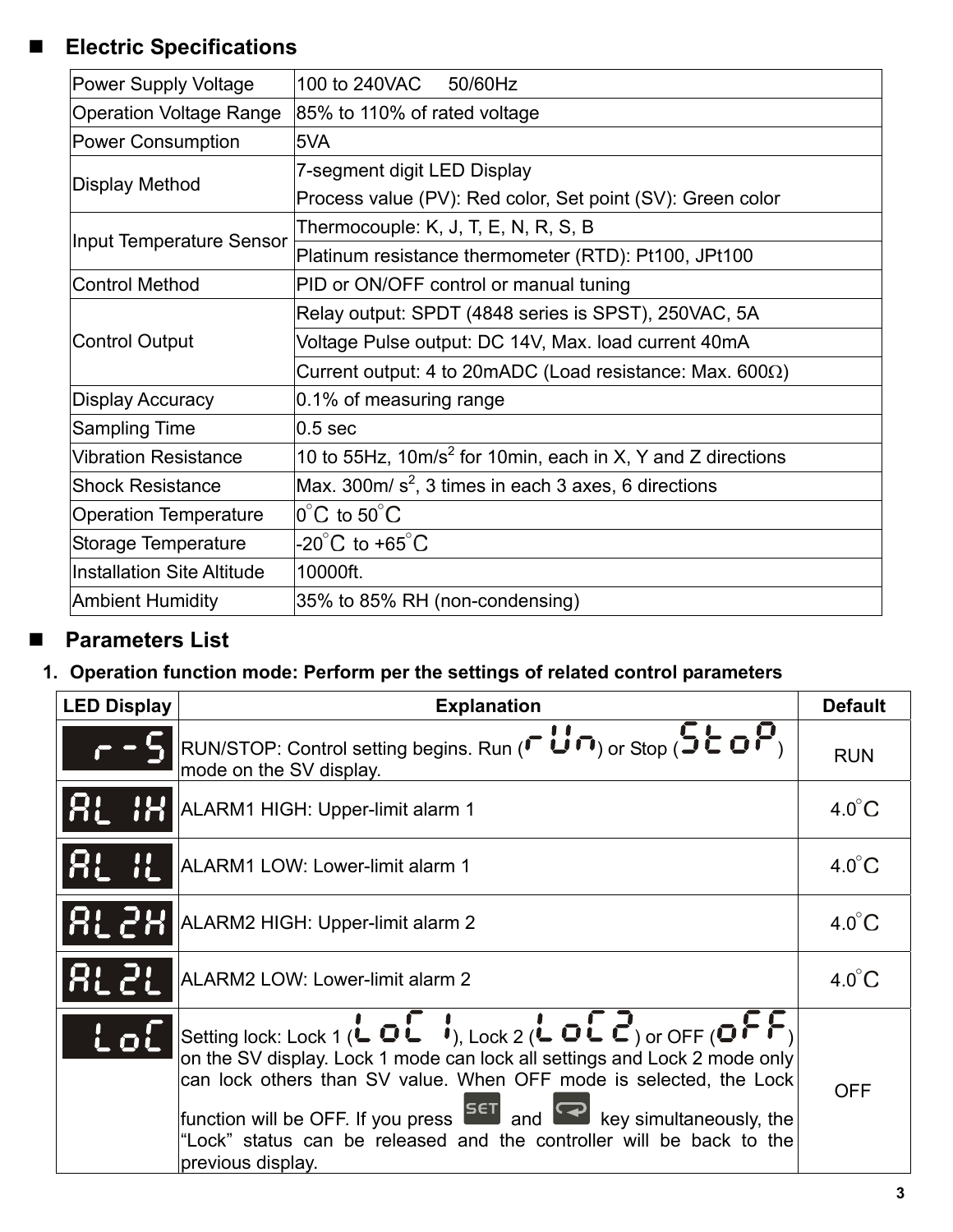## Electric Specifications

| | |
|---|---|
| Power Supply Voltage | 100 to 240VAC 50/60Hz |
| Operation Voltage Range | 85% to 110% of rated voltage |
| Power Consumption | 5VA |
| Display Method | 7-segment digit LED Display<br>Process value (PV): Red color, Set point (SV): Green color |
| Input Temperature Sensor | Thermocouple: K, J, T, E, N, R, S, B |
| | Platinum resistance thermometer (RTD): Pt100, JPt100 |
| Control Method | PID or ON/OFF control or manual tuning |
| Control Output | Relay output: SPDT (4848 series is SPST), 250VAC, 5A |
| | Voltage Pulse output: DC 14V, Max. load current 40mA |
| | Current output: 4 to 20mADC (Load resistance: Max. 600Ω) |
| Display Accuracy | 0.1% of measuring range |
| Sampling Time | 0.5 sec |
| Vibration Resistance | 10 to 55Hz, 10m/s$^2$ for 10min, each in X, Y and Z directions |
| Shock Resistance | Max. 300m/ s$^2$, 3 times in each 3 axes, 6 directions |
| Operation Temperature | 0°C to 50°C |
| Storage Temperature | -20°C to +65°C |
| Installation Site Altitude | 10000ft. |
| Ambient Humidity | 35% to 85% RH (non-condensing) |

## Parameters List

### 1. Operation function mode: Perform per the settings of related control parameters

| LED Display | Explanation | Default |
|---|---|---|
| r-S | RUN/STOP: Control setting begins. Run (rUn) or Stop (StoP) mode on the SV display. | RUN |
| AL1H | ALARM1 HIGH: Upper-limit alarm 1 | 4.0°C |
| AL1L | ALARM1 LOW: Lower-limit alarm 1 | 4.0°C |
| AL2H | ALARM2 HIGH: Upper-limit alarm 2 | 4.0°C |
| AL2L | ALARM2 LOW: Lower-limit alarm 2 | 4.0°C |
| LoC | Setting lock: Lock 1 (LoC1), Lock 2 (LoC2) or OFF (oFF) on the SV display. Lock 1 mode can lock all settings and Lock 2 mode only can lock others than SV value. When OFF mode is selected, the Lock function will be OFF. If you press SET and ↩ key simultaneously, the "Lock" status can be released and the controller will be back to the previous display. | OFF |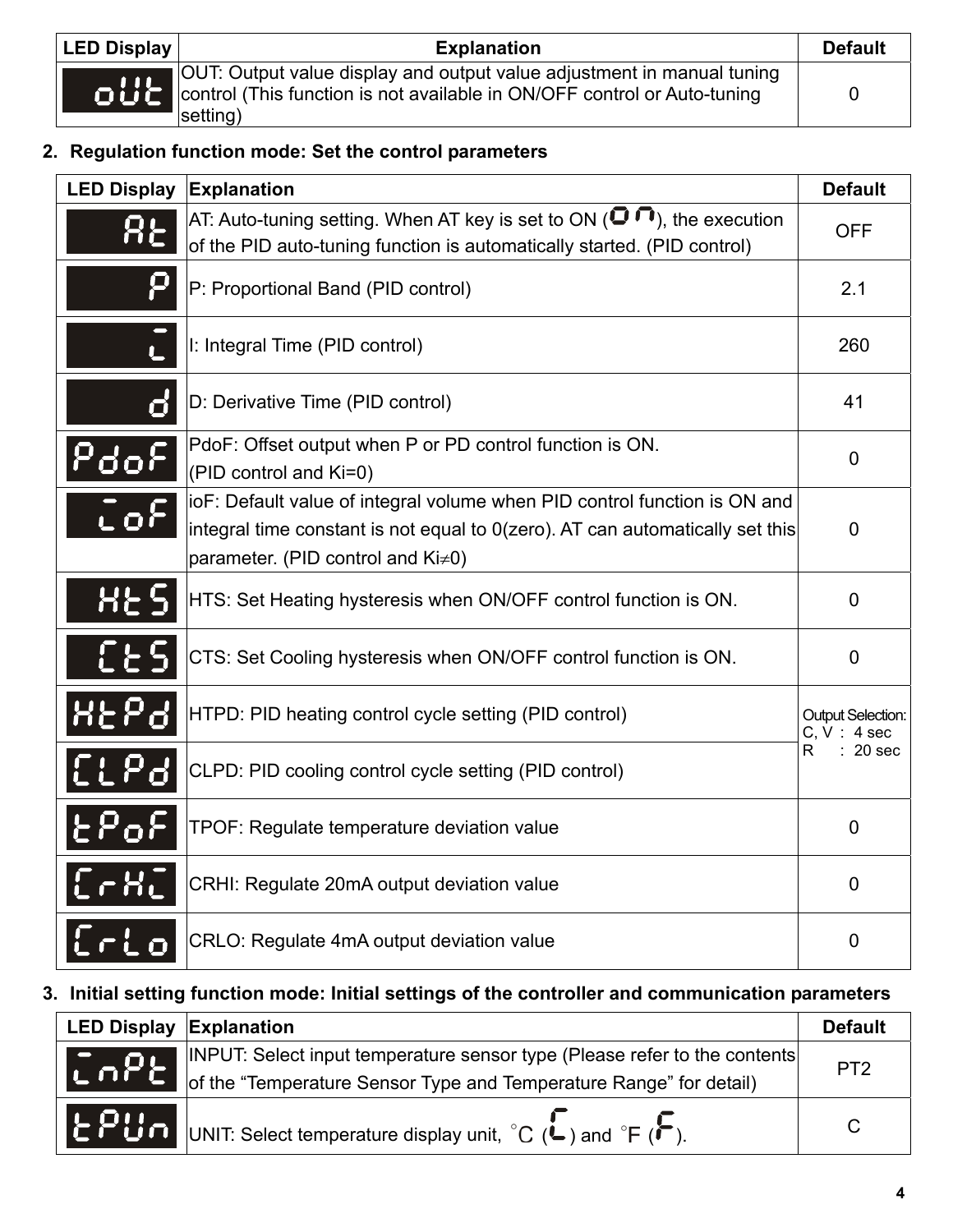| LED Display | Explanation | Default |
|---|---|---|
| oUt | OUT: Output value display and output value adjustment in manual tuning control (This function is not available in ON/OFF control or Auto-tuning setting) | 0 |

2. **Regulation function mode: Set the control parameters**

| LED Display | Explanation | Default |
|---|---|---|
| At | AT: Auto-tuning setting. When AT key is set to ON (on), the execution of the PID auto-tuning function is automatically started. (PID control) | OFF |
| P | P: Proportional Band (PID control) | 2.1 |
| i | I: Integral Time (PID control) | 260 |
| d | D: Derivative Time (PID control) | 41 |
| PdoF | PdoF: Offset output when P or PD control function is ON. (PID control and Ki=0) | 0 |
| ioF | ioF: Default value of integral volume when PID control function is ON and integral time constant is not equal to 0(zero). AT can automatically set this parameter. (PID control and Ki≠0) | 0 |
| HtS | HTS: Set Heating hysteresis when ON/OFF control function is ON. | 0 |
| CtS | CTS: Set Cooling hysteresis when ON/OFF control function is ON. | 0 |
| HtPd | HTPD: PID heating control cycle setting (PID control) | Output Selection: C, V : 4 sec R : 20 sec |
| CLPd | CLPD: PID cooling control cycle setting (PID control) | |
| tPoF | TPOF: Regulate temperature deviation value | 0 |
| CrHi | CRHI: Regulate 20mA output deviation value | 0 |
| CrLo | CRLO: Regulate 4mA output deviation value | 0 |

3. **Initial setting function mode: Initial settings of the controller and communication parameters**

| LED Display | Explanation | Default |
|---|---|---|
| inPt | INPUT: Select input temperature sensor type (Please refer to the contents of the “Temperature Sensor Type and Temperature Range” for detail) | PT2 |
| tPUn | UNIT: Select temperature display unit, °C (C) and °F (F). | C |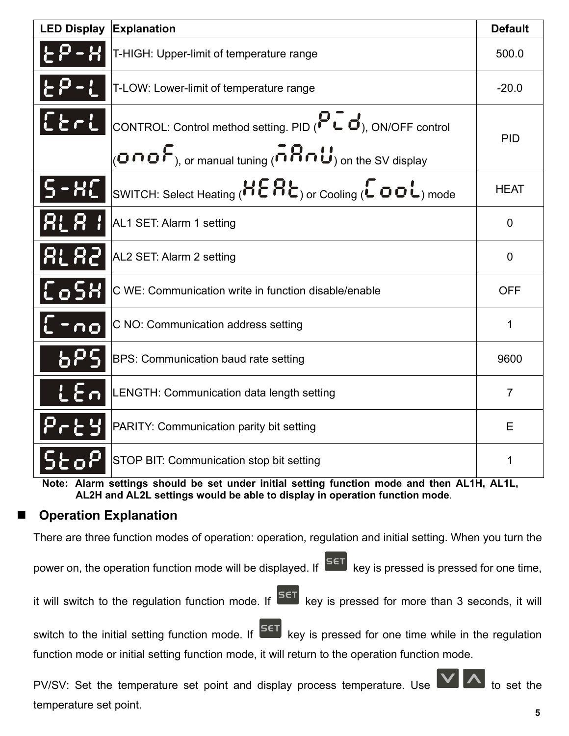| LED Display | Explanation | Default |
| --- | --- | --- |
| tP-H | T-HIGH: Upper-limit of temperature range | 500.0 |
| tP-L | T-LOW: Lower-limit of temperature range | -20.0 |
| CtrL | CONTROL: Control method setting. PID (PID), ON/OFF control (onoF), or manual tuning (mAnU) on the SV display | PID |
| S-HC | SWITCH: Select Heating (HEAt) or Cooling (CooL) mode | HEAT |
| ALA1 | AL1 SET: Alarm 1 setting | 0 |
| ALA2 | AL2 SET: Alarm 2 setting | 0 |
| CoSH | C WE: Communication write in function disable/enable | OFF |
| C-no | C NO: Communication address setting | 1 |
| bPS | BPS: Communication baud rate setting | 9600 |
| LEn | LENGTH: Communication data length setting | 7 |
| PrtY | PARITY: Communication parity bit setting | E |
| StoP | STOP BIT: Communication stop bit setting | 1 |

**Note: Alarm settings should be set under initial setting function mode and then AL1H, AL1L, AL2H and AL2L settings would be able to display in operation function mode**.

- **Operation Explanation**

There are three function modes of operation: operation, regulation and initial setting. When you turn the power on, the operation function mode will be displayed. If SET key is pressed is pressed for one time, it will switch to the regulation function mode. If SET key is pressed for more than 3 seconds, it will switch to the initial setting function mode. If SET key is pressed for one time while in the regulation function mode or initial setting function mode, it will return to the operation function mode.

PV/SV: Set the temperature set point and display process temperature. Use ∨ ∧ to set the temperature set point.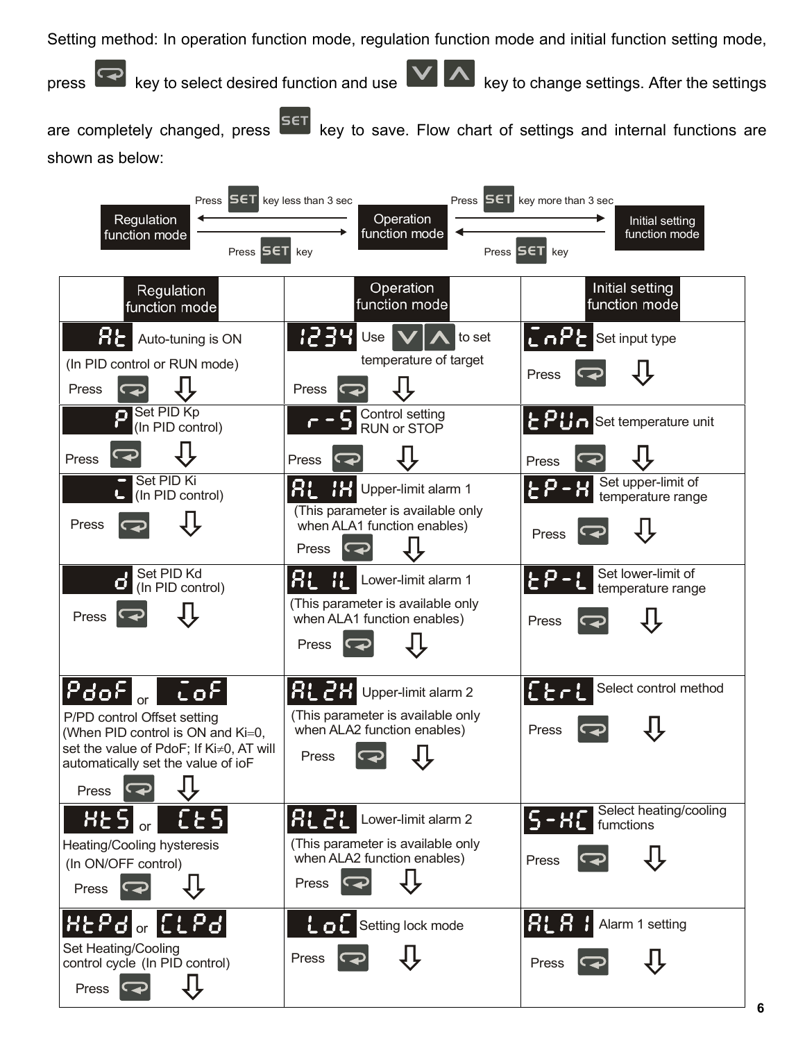Setting method: In operation function mode, regulation function mode and initial function setting mode, press [↵] key to select desired function and use [∨] [∧] key to change settings. After the settings are completely changed, press [SET] key to save. Flow chart of settings and internal functions are shown as below:

Regulation function mode ← Press [SET] key less than 3 sec — Operation function mode — Press [SET] key more than 3 sec → Initial setting function mode

Regulation function mode — Press [SET] key → Operation function mode ← Press [SET] key — Initial setting function mode

| Regulation function mode | Operation function mode | Initial setting function mode |
|---|---|---|
| **At** Auto-tuning is ON (In PID control or RUN mode) Press [↵] ⇩ | **1234** Use [∨] [∧] to set temperature of target Press [↵] ⇩ | **inPt** Set input type Press [↵] ⇩ |
| **P** Set PID Kp (In PID control) Press [↵] ⇩ | **r-S** Control setting RUN or STOP Press [↵] ⇩ | **tPUn** Set temperature unit Press [↵] ⇩ |
| **i** Set PID Ki (In PID control) Press [↵] ⇩ | **AL1H** Upper-limit alarm 1 (This parameter is available only when ALA1 function enables) Press [↵] ⇩ | **tP-H** Set upper-limit of temperature range Press [↵] ⇩ |
| **d** Set PID Kd (In PID control) Press [↵] ⇩ | **AL1L** Lower-limit alarm 1 (This parameter is available only when ALA1 function enables) Press [↵] ⇩ | **tP-L** Set lower-limit of temperature range Press [↵] ⇩ |
| **PdoF** or **ioF** P/PD control Offset setting (When PID control is ON and Ki=0, set the value of PdoF; If Ki≠0, AT will automatically set the value of ioF Press [↵] ⇩ | **AL2H** Upper-limit alarm 2 (This parameter is available only when ALA2 function enables) Press [↵] ⇩ | **CtrL** Select control method Press [↵] ⇩ |
| **HtS** or **CtS** Heating/Cooling hysteresis (In ON/OFF control) Press [↵] ⇩ | **AL2L** Lower-limit alarm 2 (This parameter is available only when ALA2 function enables) Press [↵] ⇩ | **S-HC** Select heating/cooling fumctions Press [↵] ⇩ |
| **HtPd** or **CLPd** Set Heating/Cooling control cycle (In PID control) Press [↵] ⇩ | **LoC** Setting lock mode Press [↵] ⇩ | **ALA1** Alarm 1 setting Press [↵] ⇩ |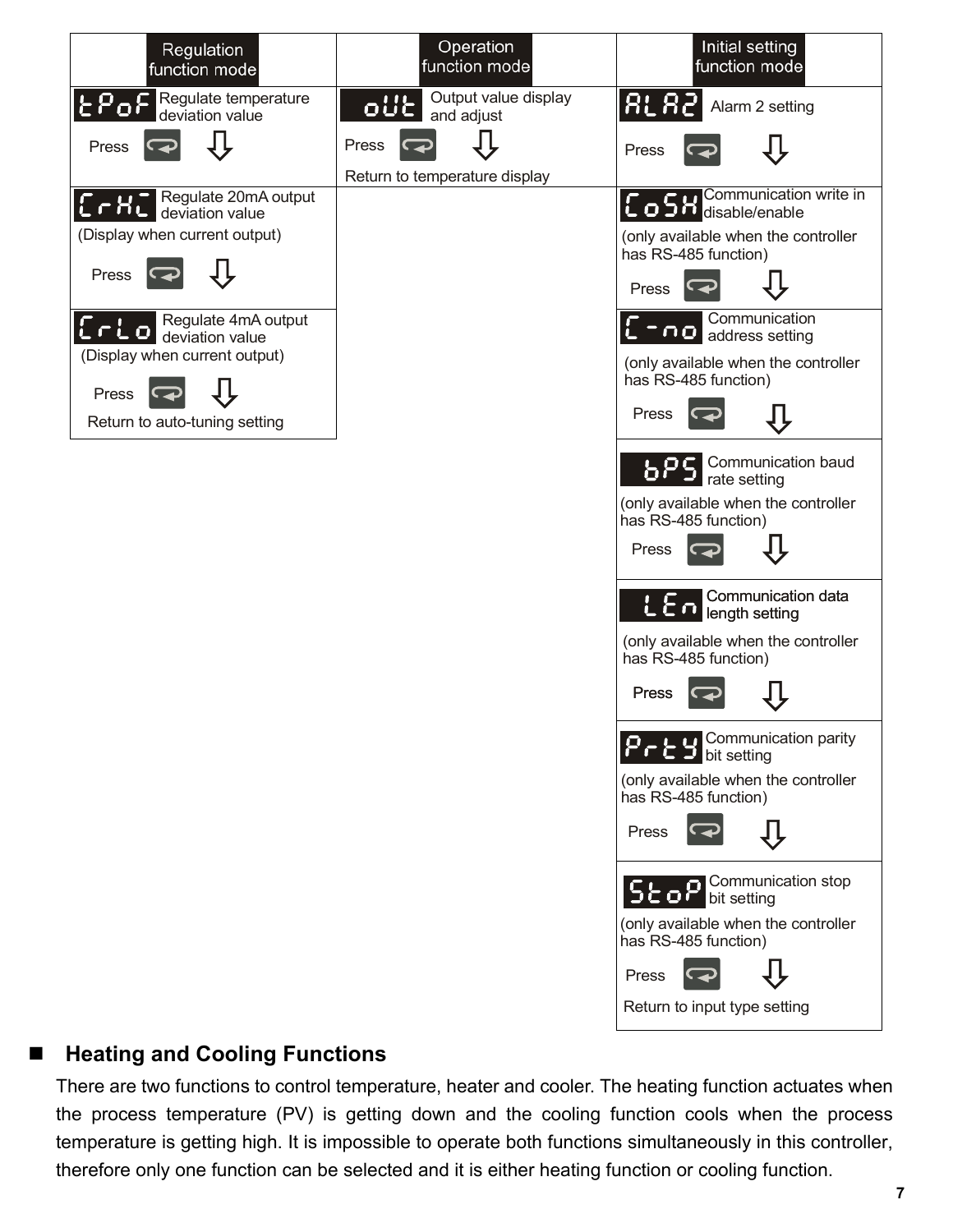| Regulation function mode | Operation function mode | Initial setting function mode |
| --- | --- | --- |
| **tPoF** Regulate temperature deviation value<br>Press ⇩ | **oUt** Output value display and adjust<br>Press ⇩<br>Return to temperature display | **ALA2** Alarm 2 setting<br>Press ⇩ |
| **CrHi** Regulate 20mA output deviation value<br>(Display when current output)<br>Press ⇩ | | **CoSH** Communication write in disable/enable<br>(only available when the controller has RS-485 function)<br>Press ⇩ |
| **CrLo** Regulate 4mA output deviation value<br>(Display when current output)<br>Press ⇩<br>Return to auto-tuning setting | | **C-no** Communication address setting<br>(only available when the controller has RS-485 function)<br>Press ⇩ |
| | | **bPS** Communication baud rate setting<br>(only available when the controller has RS-485 function)<br>Press ⇩ |
| | | **LEn** Communication data length setting<br>(only available when the controller has RS-485 function)<br>Press ⇩ |
| | | **PrtY** Communication parity bit setting<br>(only available when the controller has RS-485 function)<br>Press ⇩ |
| | | **StoP** Communication stop bit setting<br>(only available when the controller has RS-485 function)<br>Press ⇩<br>Return to input type setting |

## Heating and Cooling Functions

There are two functions to control temperature, heater and cooler. The heating function actuates when the process temperature (PV) is getting down and the cooling function cools when the process temperature is getting high. It is impossible to operate both functions simultaneously in this controller, therefore only one function can be selected and it is either heating function or cooling function.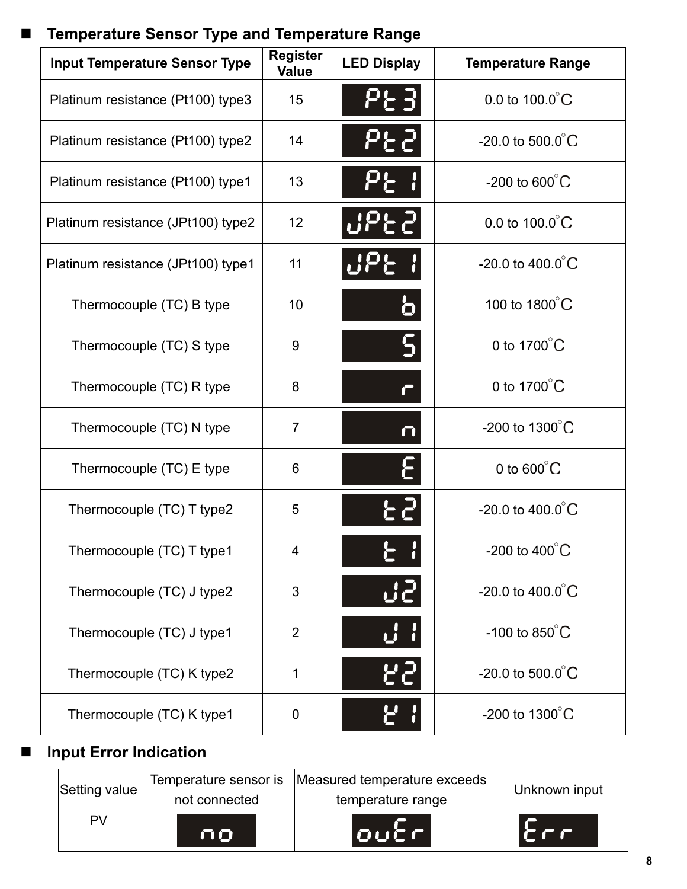## Temperature Sensor Type and Temperature Range

| Input Temperature Sensor Type | Register Value | LED Display | Temperature Range |
|---|---|---|---|
| Platinum resistance (Pt100) type3 | 15 | Pt3 | 0.0 to 100.0°C |
| Platinum resistance (Pt100) type2 | 14 | Pt2 | -20.0 to 500.0°C |
| Platinum resistance (Pt100) type1 | 13 | Pt 1 | -200 to 600°C |
| Platinum resistance (JPt100) type2 | 12 | JPt2 | 0.0 to 100.0°C |
| Platinum resistance (JPt100) type1 | 11 | JPt 1 | -20.0 to 400.0°C |
| Thermocouple (TC) B type | 10 | b | 100 to 1800°C |
| Thermocouple (TC) S type | 9 | S | 0 to 1700°C |
| Thermocouple (TC) R type | 8 | r | 0 to 1700°C |
| Thermocouple (TC) N type | 7 | n | -200 to 1300°C |
| Thermocouple (TC) E type | 6 | E | 0 to 600°C |
| Thermocouple (TC) T type2 | 5 | t2 | -20.0 to 400.0°C |
| Thermocouple (TC) T type1 | 4 | t 1 | -200 to 400°C |
| Thermocouple (TC) J type2 | 3 | J2 | -20.0 to 400.0°C |
| Thermocouple (TC) J type1 | 2 | J 1 | -100 to 850°C |
| Thermocouple (TC) K type2 | 1 | K2 | -20.0 to 500.0°C |
| Thermocouple (TC) K type1 | 0 | K 1 | -200 to 1300°C |

## Input Error Indication

| Setting value | Temperature sensor is not connected | Measured temperature exceeds temperature range | Unknown input |
|---|---|---|---|
| PV | no | ouEr | Err |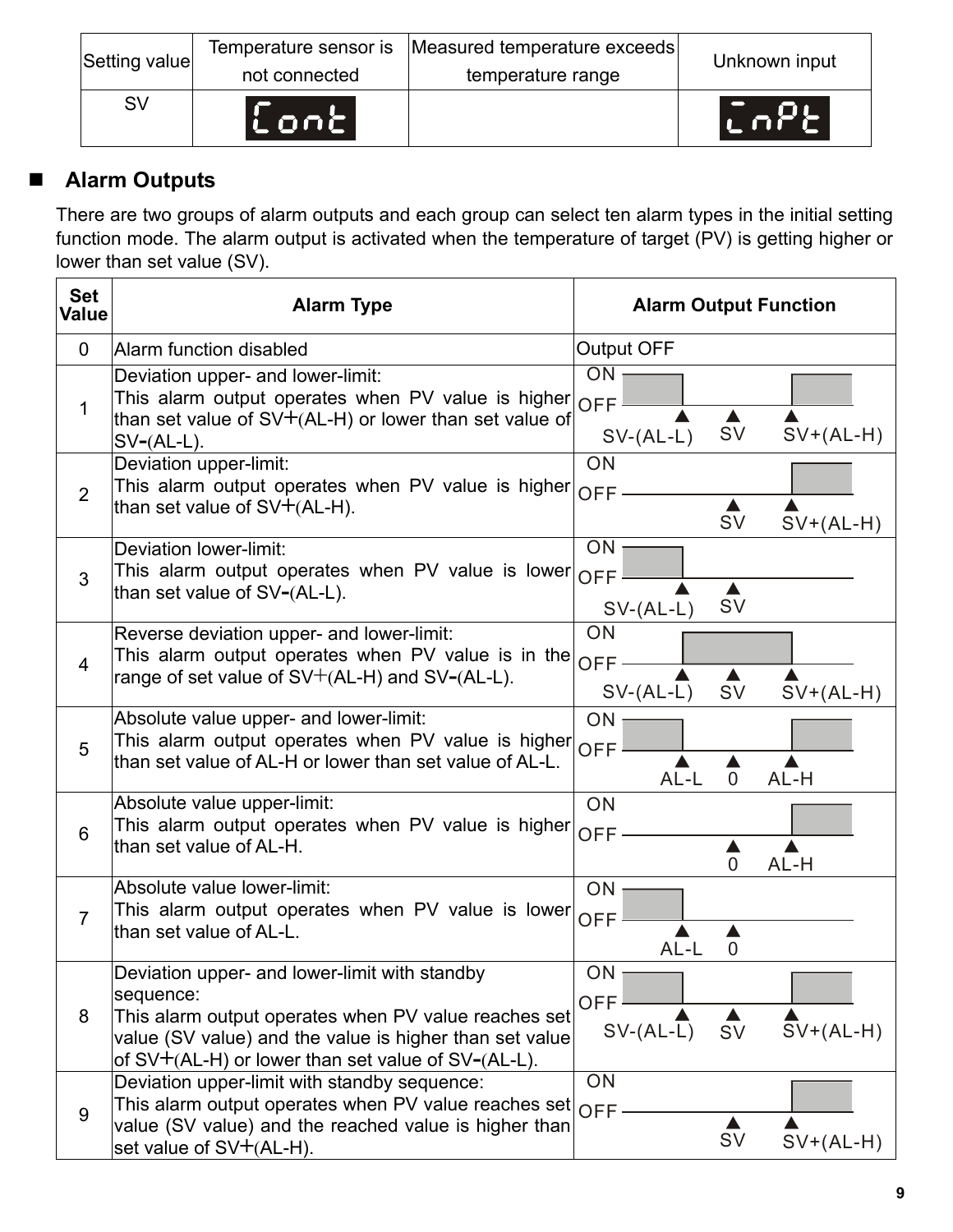| Setting value | Temperature sensor is not connected | Measured temperature exceeds temperature range | Unknown input |
|---|---|---|---|
| SV | Cont | | InPt |

## Alarm Outputs

There are two groups of alarm outputs and each group can select ten alarm types in the initial setting function mode. The alarm output is activated when the temperature of target (PV) is getting higher or lower than set value (SV).

| Set Value | Alarm Type | Alarm Output Function |
|---|---|---|
| 0 | Alarm function disabled | Output OFF |
| 1 | Deviation upper- and lower-limit: This alarm output operates when PV value is higher than set value of SV+(AL-H) or lower than set value of SV-(AL-L). | ON / OFF; SV-(AL-L) SV SV+(AL-H) |
| 2 | Deviation upper-limit: This alarm output operates when PV value is higher than set value of SV+(AL-H). | ON / OFF; SV SV+(AL-H) |
| 3 | Deviation lower-limit: This alarm output operates when PV value is lower than set value of SV-(AL-L). | ON / OFF; SV-(AL-L) SV |
| 4 | Reverse deviation upper- and lower-limit: This alarm output operates when PV value is in the range of set value of SV+(AL-H) and SV-(AL-L). | ON / OFF; SV-(AL-L) SV SV+(AL-H) |
| 5 | Absolute value upper- and lower-limit: This alarm output operates when PV value is higher than set value of AL-H or lower than set value of AL-L. | ON / OFF; AL-L 0 AL-H |
| 6 | Absolute value upper-limit: This alarm output operates when PV value is higher than set value of AL-H. | ON / OFF; 0 AL-H |
| 7 | Absolute value lower-limit: This alarm output operates when PV value is lower than set value of AL-L. | ON / OFF; AL-L 0 |
| 8 | Deviation upper- and lower-limit with standby sequence: This alarm output operates when PV value reaches set value (SV value) and the value is higher than set value of SV+(AL-H) or lower than set value of SV-(AL-L). | ON / OFF; SV-(AL-L) SV SV+(AL-H) |
| 9 | Deviation upper-limit with standby sequence: This alarm output operates when PV value reaches set value (SV value) and the reached value is higher than set value of SV+(AL-H). | ON / OFF; SV SV+(AL-H) |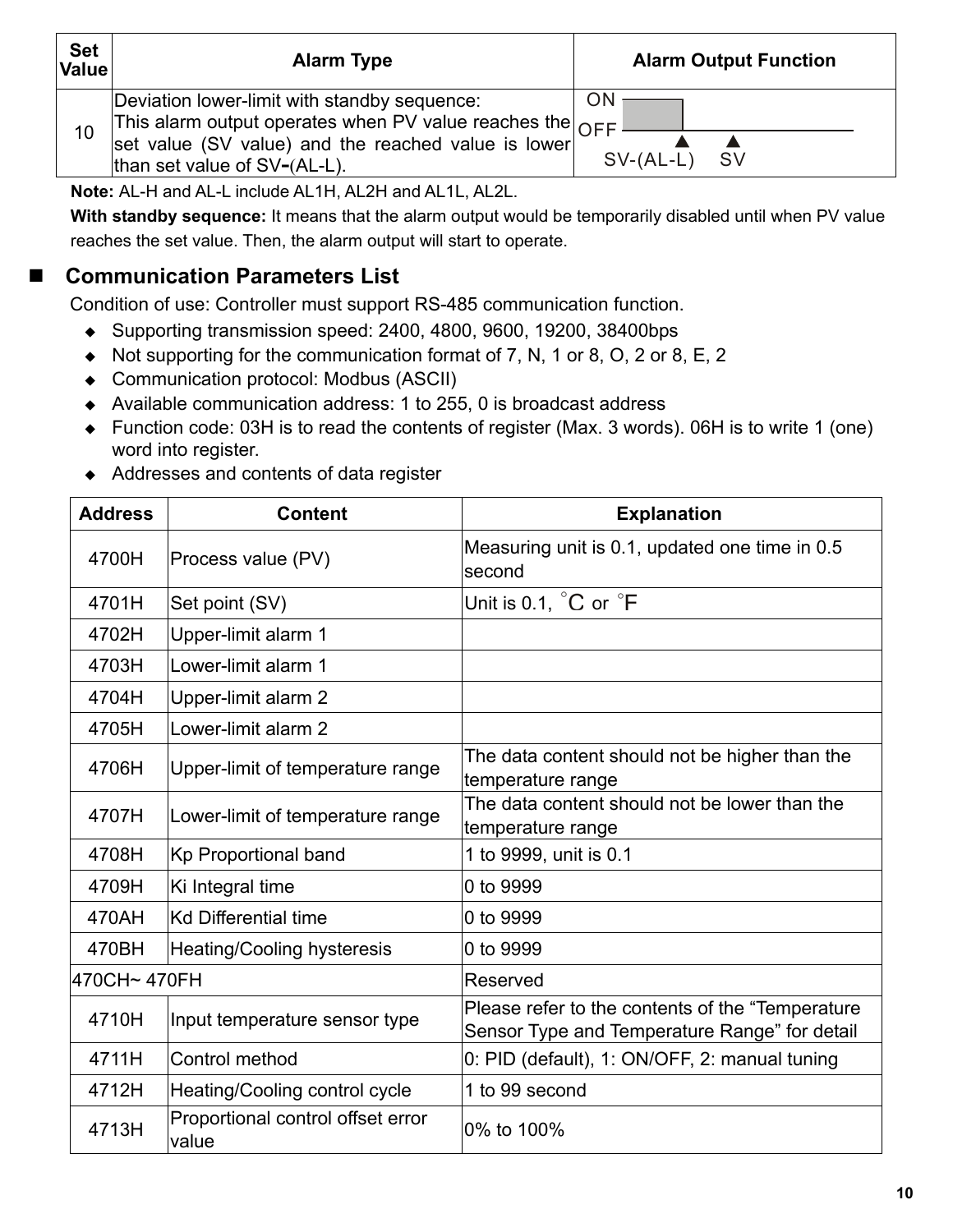| Set Value | Alarm Type | Alarm Output Function |
| --- | --- | --- |
| 10 | Deviation lower-limit with standby sequence: This alarm output operates when PV value reaches the set value (SV value) and the reached value is lower than set value of SV-(AL-L). | ON / OFF, SV-(AL-L), SV |

**Note:** AL-H and AL-L include AL1H, AL2H and AL1L, AL2L.

**With standby sequence:** It means that the alarm output would be temporarily disabled until when PV value reaches the set value. Then, the alarm output will start to operate.

## Communication Parameters List

Condition of use: Controller must support RS-485 communication function.

- Supporting transmission speed: 2400, 4800, 9600, 19200, 38400bps
- Not supporting for the communication format of 7, N, 1 or 8, O, 2 or 8, E, 2
- Communication protocol: Modbus (ASCII)
- Available communication address: 1 to 255, 0 is broadcast address
- Function code: 03H is to read the contents of register (Max. 3 words). 06H is to write 1 (one) word into register.
- Addresses and contents of data register

| Address | Content | Explanation |
| --- | --- | --- |
| 4700H | Process value (PV) | Measuring unit is 0.1, updated one time in 0.5 second |
| 4701H | Set point (SV) | Unit is 0.1, °C or °F |
| 4702H | Upper-limit alarm 1 | |
| 4703H | Lower-limit alarm 1 | |
| 4704H | Upper-limit alarm 2 | |
| 4705H | Lower-limit alarm 2 | |
| 4706H | Upper-limit of temperature range | The data content should not be higher than the temperature range |
| 4707H | Lower-limit of temperature range | The data content should not be lower than the temperature range |
| 4708H | Kp Proportional band | 1 to 9999, unit is 0.1 |
| 4709H | Ki Integral time | 0 to 9999 |
| 470AH | Kd Differential time | 0 to 9999 |
| 470BH | Heating/Cooling hysteresis | 0 to 9999 |
| 470CH~ 470FH | | Reserved |
| 4710H | Input temperature sensor type | Please refer to the contents of the "Temperature Sensor Type and Temperature Range" for detail |
| 4711H | Control method | 0: PID (default), 1: ON/OFF, 2: manual tuning |
| 4712H | Heating/Cooling control cycle | 1 to 99 second |
| 4713H | Proportional control offset error value | 0% to 100% |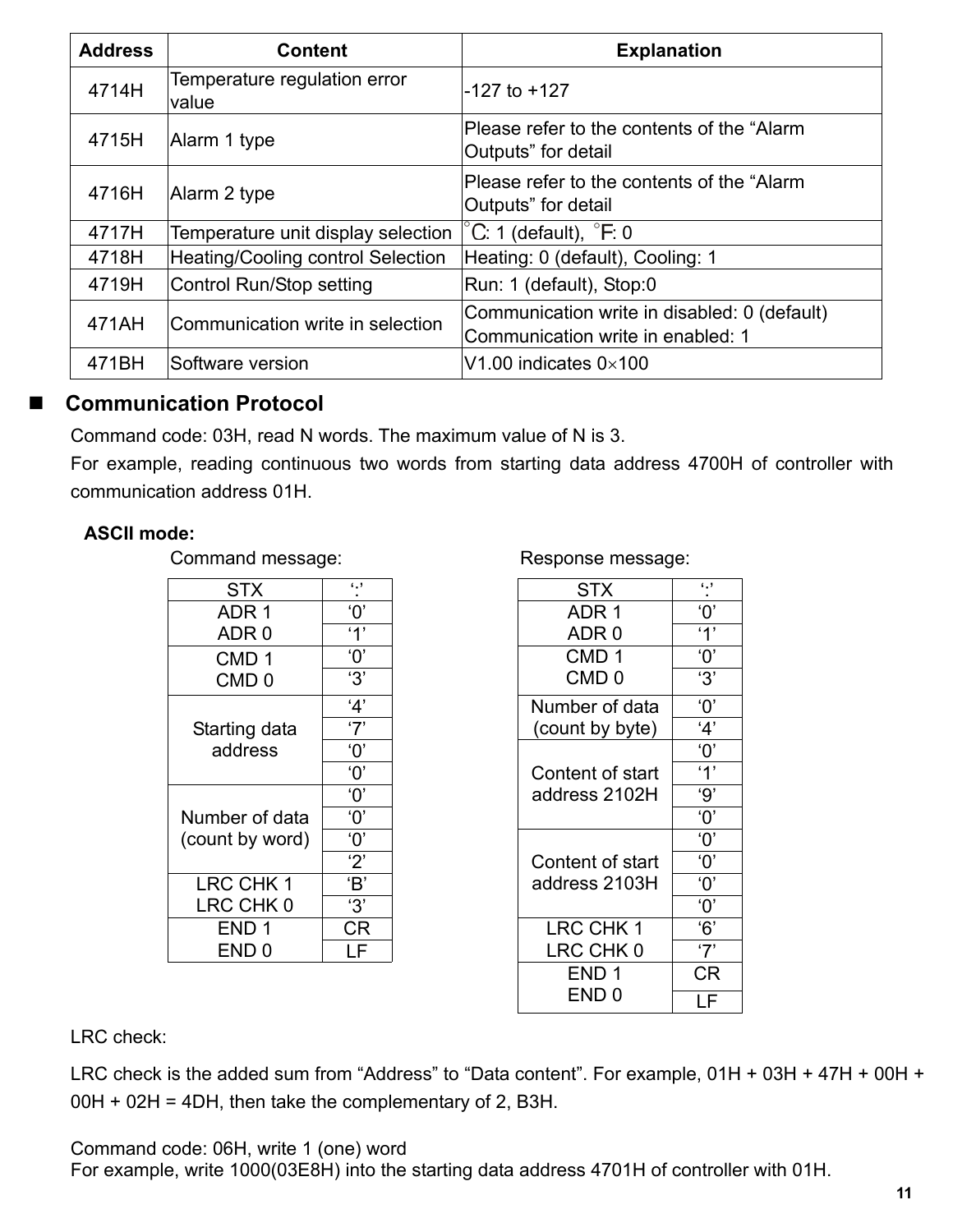| Address | Content | Explanation |
| --- | --- | --- |
| 4714H | Temperature regulation error value | -127 to +127 |
| 4715H | Alarm 1 type | Please refer to the contents of the "Alarm Outputs" for detail |
| 4716H | Alarm 2 type | Please refer to the contents of the "Alarm Outputs" for detail |
| 4717H | Temperature unit display selection | °C: 1 (default), °F: 0 |
| 4718H | Heating/Cooling control Selection | Heating: 0 (default), Cooling: 1 |
| 4719H | Control Run/Stop setting | Run: 1 (default), Stop:0 |
| 471AH | Communication write in selection | Communication write in disabled: 0 (default)<br>Communication write in enabled: 1 |
| 471BH | Software version | V1.00 indicates 0×100 |

## Communication Protocol

Command code: 03H, read N words. The maximum value of N is 3.

For example, reading continuous two words from starting data address 4700H of controller with communication address 01H.

**ASCII mode:**

Command message:

| Field | Value |
| --- | --- |
| STX | ':' |
| ADR 1 | '0' |
| ADR 0 | '1' |
| CMD 1 | '0' |
| CMD 0 | '3' |
| Starting data address | '4' |
| | '7' |
| | '0' |
| | '0' |
| Number of data (count by word) | '0' |
| | '0' |
| | '0' |
| | '2' |
| LRC CHK 1 | 'B' |
| LRC CHK 0 | '3' |
| END 1 | CR |
| END 0 | LF |

Response message:

| Field | Value |
| --- | --- |
| STX | ':' |
| ADR 1 | '0' |
| ADR 0 | '1' |
| CMD 1 | '0' |
| CMD 0 | '3' |
| Number of data (count by byte) | '0' |
| | '4' |
| Content of start address 2102H | '0' |
| | '1' |
| | '9' |
| | '0' |
| Content of start address 2103H | '0' |
| | '0' |
| | '0' |
| | '0' |
| LRC CHK 1 | '6' |
| LRC CHK 0 | '7' |
| END 1 | CR |
| END 0 | LF |

LRC check:

LRC check is the added sum from "Address" to "Data content". For example, 01H + 03H + 47H + 00H + 00H + 02H = 4DH, then take the complementary of 2, B3H.

Command code: 06H, write 1 (one) word

For example, write 1000(03E8H) into the starting data address 4701H of controller with 01H.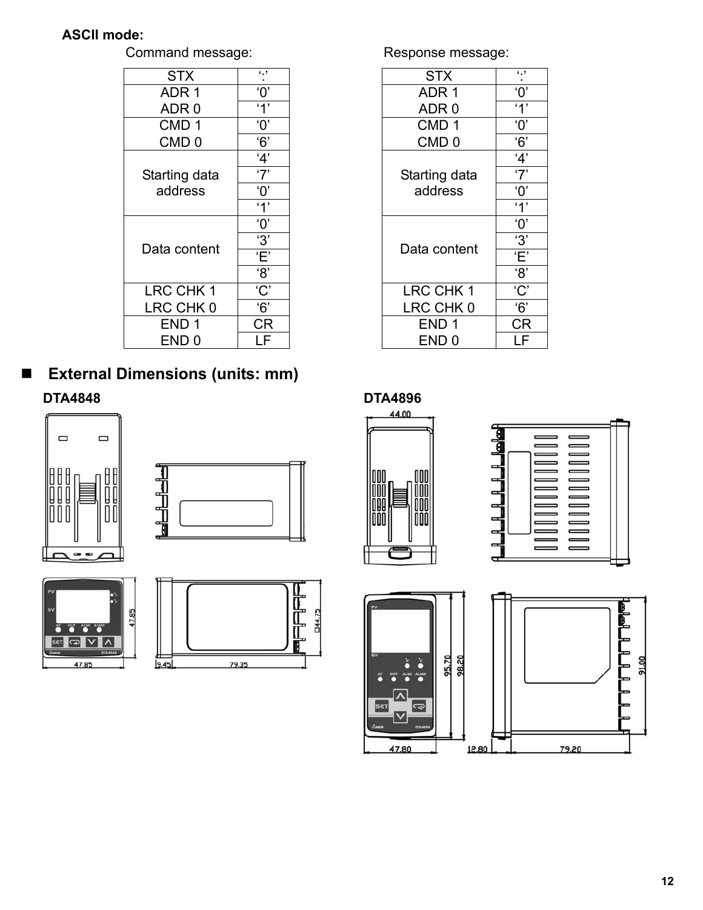**ASCII mode:**

Command message:

| STX | ':' |
|---|---|
| ADR 1 | '0' |
| ADR 0 | '1' |
| CMD 1 | '0' |
| CMD 0 | '6' |
| Starting data address | '4' |
| | '7' |
| | '0' |
| | '1' |
| Data content | '0' |
| | '3' |
| | 'E' |
| | '8' |
| LRC CHK 1 | 'C' |
| LRC CHK 0 | '6' |
| END 1 | CR |
| END 0 | LF |

Response message:

| STX | ':' |
|---|---|
| ADR 1 | '0' |
| ADR 0 | '1' |
| CMD 1 | '0' |
| CMD 0 | '6' |
| Starting data address | '4' |
| | '7' |
| | '0' |
| | '1' |
| Data content | '0' |
| | '3' |
| | 'E' |
| | '8' |
| LRC CHK 1 | 'C' |
| LRC CHK 0 | '6' |
| END 1 | CR |
| END 0 | LF |

## ■ External Dimensions (units: mm)

**DTA4848**

47.85, 47.85, 9.45, 79.35, □44.75

**DTA4896**

44.00, 47.80, 95.70, 98.20, 12.80, 79.20, 91.00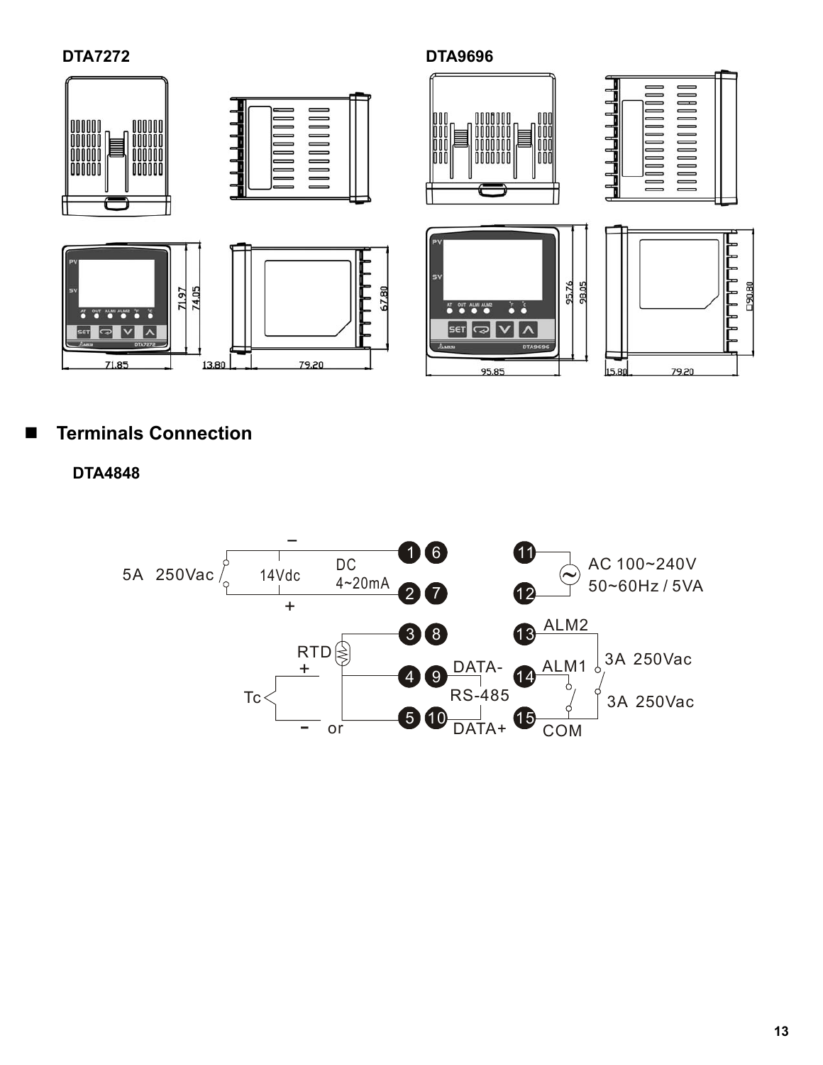**DTA7272**

**DTA9696**

## ■ Terminals Connection

**DTA4848**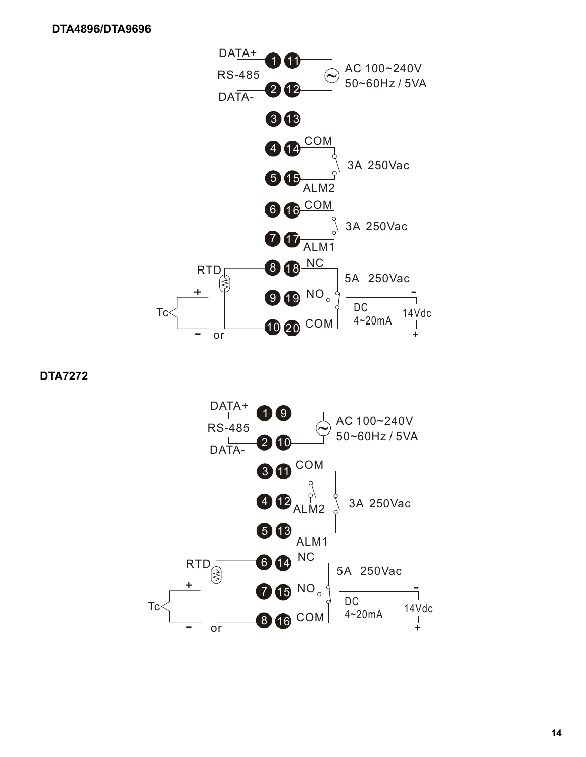**DTA4896/DTA9696**

DATA+
RS-485
DATA-

1 11
2 12
3 13
4 14
5 15
6 16
7 17
8 18
9 19
10 20

AC 100~240V
50~60Hz / 5VA

COM
3A 250Vac
ALM2

COM
3A 250Vac
ALM1

RTD
NC
5A 250Vac
+
NO
-
Tc
DC
4~20mA
14Vdc
-
or
COM
+

**DTA7272**

DATA+
RS-485
DATA-

1 9
2 10
3 11
4 12
5 13
6 14
7 15
8 16

AC 100~240V
50~60Hz / 5VA

COM
ALM2
3A 250Vac
ALM1

RTD
NC
5A 250Vac
+
NO
-
Tc
DC
4~20mA
14Vdc
-
or
COM
+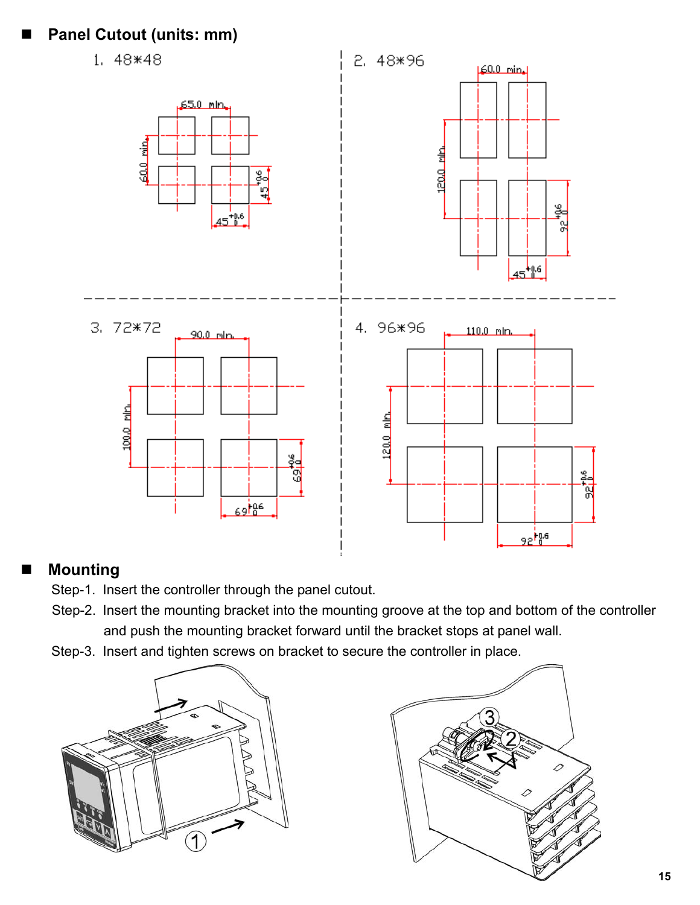## Panel Cutout (units: mm)

1. 48*48

65.0 min.

60.0 min.

$45^{+0.6}_{0}$

$45^{+0.6}_{0}$

2. 48*96

60.0 min.

120.0 min.

$92^{+0.6}_{0}$

$45^{+0.6}_{0}$

3. 72*72

90.0 min.

100.0 min.

$69^{+0.6}_{0}$

$69^{+0.6}_{0}$

4. 96*96

110.0 min.

120.0 min.

$92^{+0.6}_{0}$

$92^{+0.6}_{0}$

## Mounting

Step-1. Insert the controller through the panel cutout.

Step-2. Insert the mounting bracket into the mounting groove at the top and bottom of the controller and push the mounting bracket forward until the bracket stops at panel wall.

Step-3. Insert and tighten screws on bracket to secure the controller in place.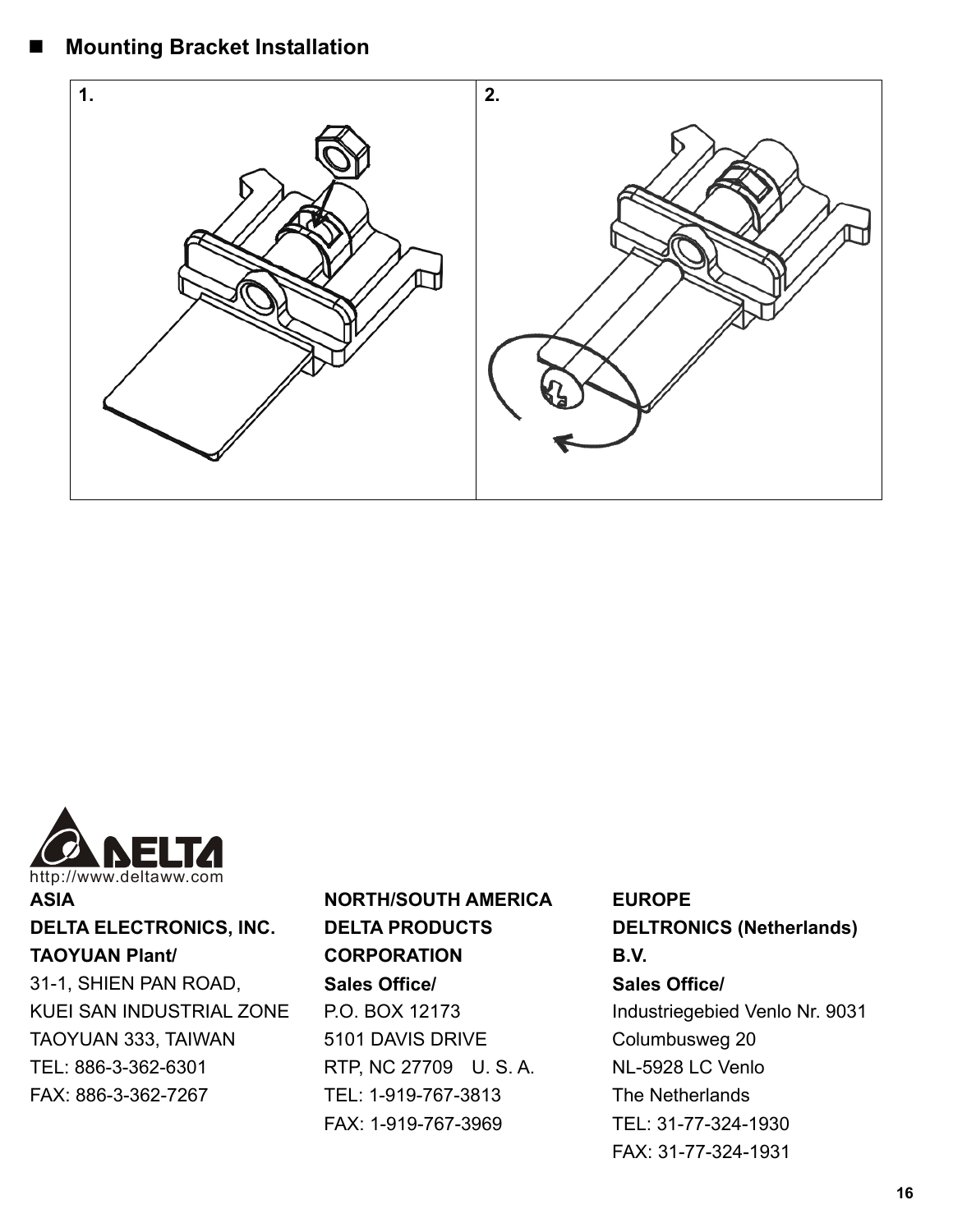## ■ Mounting Bracket Installation

1.

2.

http://www.deltaww.com

**ASIA**
**DELTA ELECTRONICS, INC.**
**TAOYUAN Plant/**
31-1, SHIEN PAN ROAD,
KUEI SAN INDUSTRIAL ZONE
TAOYUAN 333, TAIWAN
TEL: 886-3-362-6301
FAX: 886-3-362-7267

**NORTH/SOUTH AMERICA**
**DELTA PRODUCTS CORPORATION**
**Sales Office/**
P.O. BOX 12173
5101 DAVIS DRIVE
RTP, NC 27709 U. S. A.
TEL: 1-919-767-3813
FAX: 1-919-767-3969

**EUROPE**
**DELTRONICS (Netherlands) B.V.**
**Sales Office/**
Industriegebied Venlo Nr. 9031
Columbusweg 20
NL-5928 LC Venlo
The Netherlands
TEL: 31-77-324-1930
FAX: 31-77-324-1931